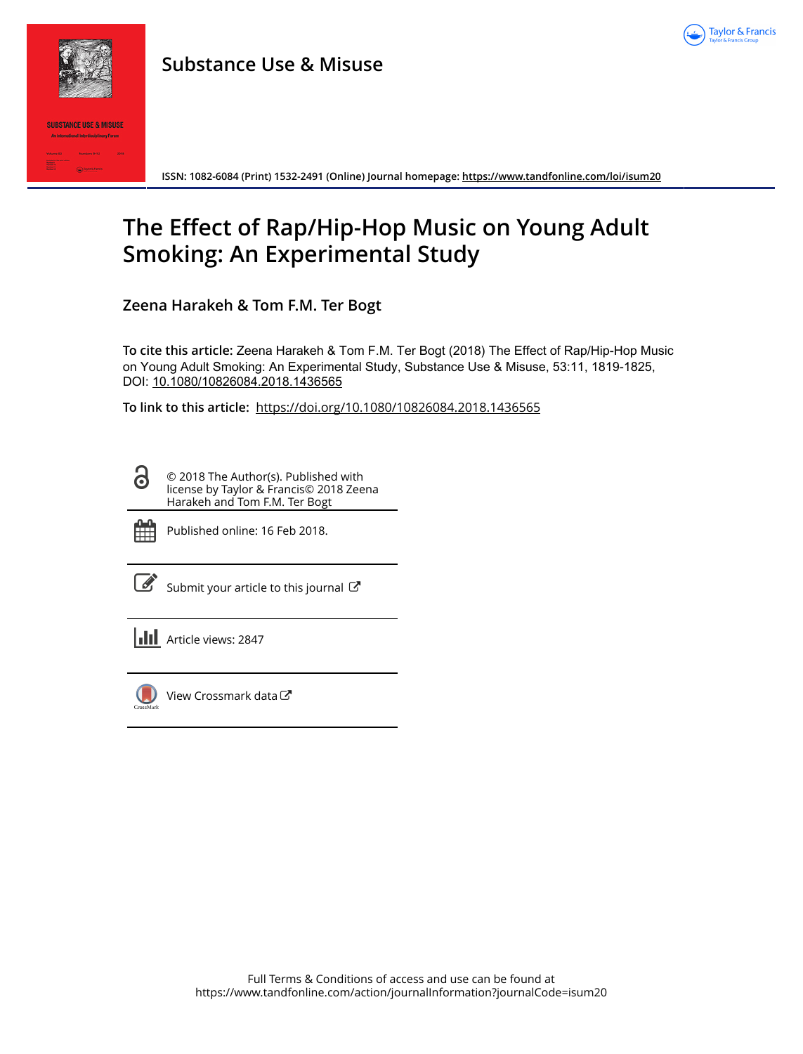**Substance Use & Misuse**

ISSN: 1082-6084 (Print) 1532-2491 (Online) Journal homepage: https://www.tandfonline.com/loi/isum20

# The Effect of Rap/Hip-Hop Music on Young Adult Smoking: An Experimental Study

**Zeena Harakeh & Tom F.M. Ter Bogt**

**To cite this article:** Zeena Harakeh & Tom F.M. Ter Bogt (2018) The Effect of Rap/Hip-Hop Music on Young Adult Smoking: An Experimental Study, Substance Use & Misuse, 53:11, 1819-1825, DOI: 10.1080/10826084.2018.1436565

**To link to this article:** https://doi.org/10.1080/10826084.2018.1436565

© 2018 The Author(s). Published with license by Taylor & Francis© 2018 Zeena Harakeh and Tom F.M. Ter Bogt

Published online: 16 Feb 2018.

Submit your article to this journal

Article views: 2847

View Crossmark data

Full Terms & Conditions of access and use can be found at https://www.tandfonline.com/action/journalInformation?journalCode=isum20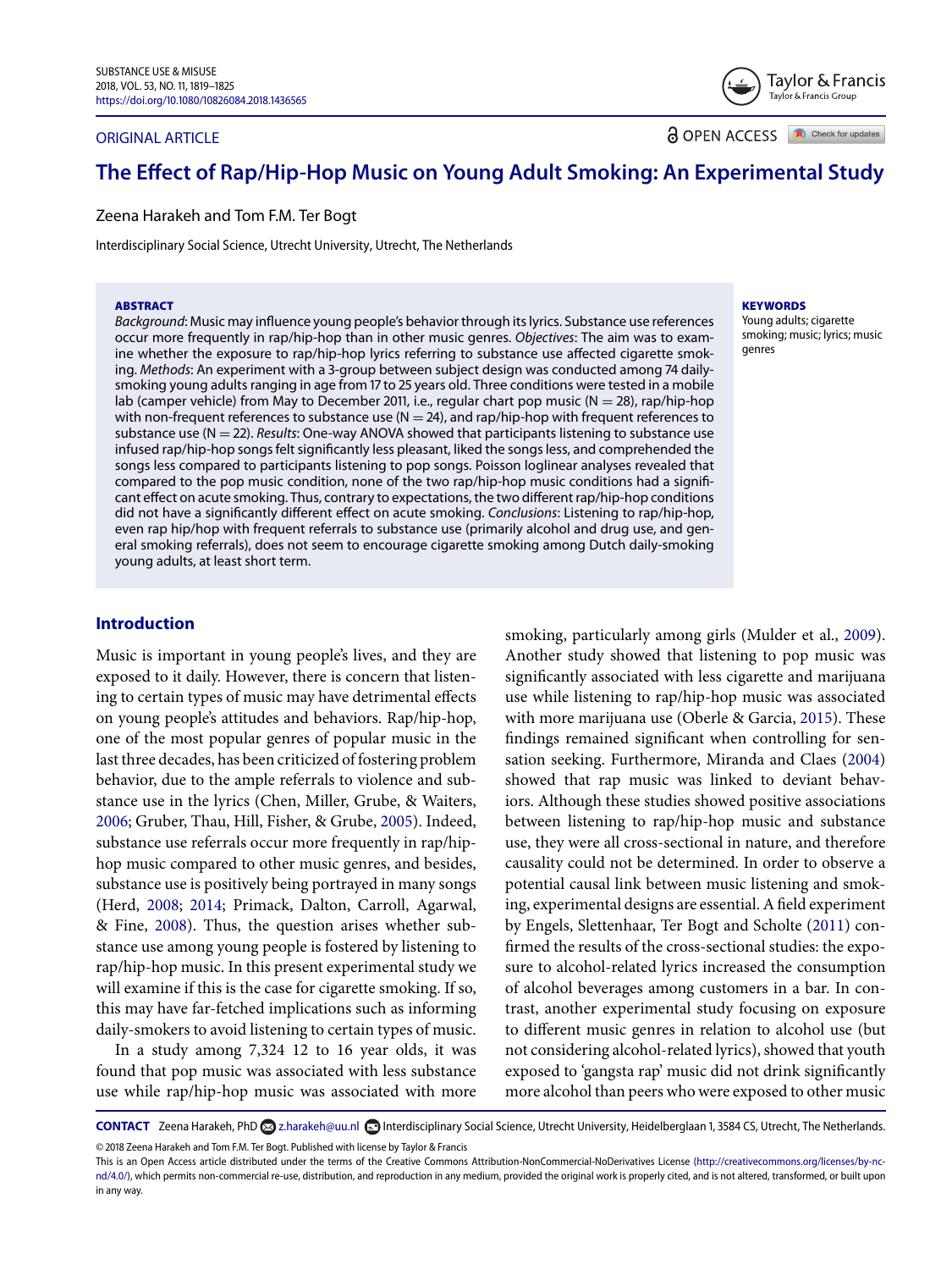# The Effect of Rap/Hip-Hop Music on Young Adult Smoking: An Experimental Study

Zeena Harakeh and Tom F.M. Ter Bogt

Interdisciplinary Social Science, Utrecht University, Utrecht, The Netherlands

ORIGINAL ARTICLE

OPEN ACCESS

## ABSTRACT

*Background*: Music may influence young people's behavior through its lyrics. Substance use references occur more frequently in rap/hip-hop than in other music genres. *Objectives*: The aim was to examine whether the exposure to rap/hip-hop lyrics referring to substance use affected cigarette smoking. *Methods*: An experiment with a 3-group between subject design was conducted among 74 daily-smoking young adults ranging in age from 17 to 25 years old. Three conditions were tested in a mobile lab (camper vehicle) from May to December 2011, i.e., regular chart pop music (N = 28), rap/hip-hop with non-frequent references to substance use (N = 24), and rap/hip-hop with frequent references to substance use (N = 22). *Results*: One-way ANOVA showed that participants listening to substance use infused rap/hip-hop songs felt significantly less pleasant, liked the songs less, and comprehended the songs less compared to participants listening to pop songs. Poisson loglinear analyses revealed that compared to the pop music condition, none of the two rap/hip-hop music conditions had a significant effect on acute smoking. Thus, contrary to expectations, the two different rap/hip-hop conditions did not have a significantly different effect on acute smoking. *Conclusions*: Listening to rap/hip-hop, even rap hip/hop with frequent referrals to substance use (primarily alcohol and drug use, and general smoking referrals), does not seem to encourage cigarette smoking among Dutch daily-smoking young adults, at least short term.

## KEYWORDS

Young adults; cigarette smoking; music; lyrics; music genres

## Introduction

Music is important in young people's lives, and they are exposed to it daily. However, there is concern that listening to certain types of music may have detrimental effects on young people's attitudes and behaviors. Rap/hip-hop, one of the most popular genres of popular music in the last three decades, has been criticized of fostering problem behavior, due to the ample referrals to violence and substance use in the lyrics (Chen, Miller, Grube, & Waiters, 2006; Gruber, Thau, Hill, Fisher, & Grube, 2005). Indeed, substance use referrals occur more frequently in rap/hip-hop music compared to other music genres, and besides, substance use is positively being portrayed in many songs (Herd, 2008; 2014; Primack, Dalton, Carroll, Agarwal, & Fine, 2008). Thus, the question arises whether substance use among young people is fostered by listening to rap/hip-hop music. In this present experimental study we will examine if this is the case for cigarette smoking. If so, this may have far-fetched implications such as informing daily-smokers to avoid listening to certain types of music.

In a study among 7,324 12 to 16 year olds, it was found that pop music was associated with less substance use while rap/hip-hop music was associated with more smoking, particularly among girls (Mulder et al., 2009). Another study showed that listening to pop music was significantly associated with less cigarette and marijuana use while listening to rap/hip-hop music was associated with more marijuana use (Oberle & Garcia, 2015). These findings remained significant when controlling for sensation seeking. Furthermore, Miranda and Claes (2004) showed that rap music was linked to deviant behaviors. Although these studies showed positive associations between listening to rap/hip-hop music and substance use, they were all cross-sectional in nature, and therefore causality could not be determined. In order to observe a potential causal link between music listening and smoking, experimental designs are essential. A field experiment by Engels, Slettenhaar, Ter Bogt and Scholte (2011) confirmed the results of the cross-sectional studies: the exposure to alcohol-related lyrics increased the consumption of alcohol beverages among customers in a bar. In contrast, another experimental study focusing on exposure to different music genres in relation to alcohol use (but not considering alcohol-related lyrics), showed that youth exposed to 'gangsta rap' music did not drink significantly more alcohol than peers who were exposed to other music

**CONTACT** Zeena Harakeh, PhD z.harakeh@uu.nl Interdisciplinary Social Science, Utrecht University, Heidelberglaan 1, 3584 CS, Utrecht, The Netherlands.

© 2018 Zeena Harakeh and Tom F.M. Ter Bogt. Published with license by Taylor & Francis

This is an Open Access article distributed under the terms of the Creative Commons Attribution-NonCommercial-NoDerivatives License (http://creativecommons.org/licenses/by-nc-nd/4.0/), which permits non-commercial re-use, distribution, and reproduction in any medium, provided the original work is properly cited, and is not altered, transformed, or built upon in any way.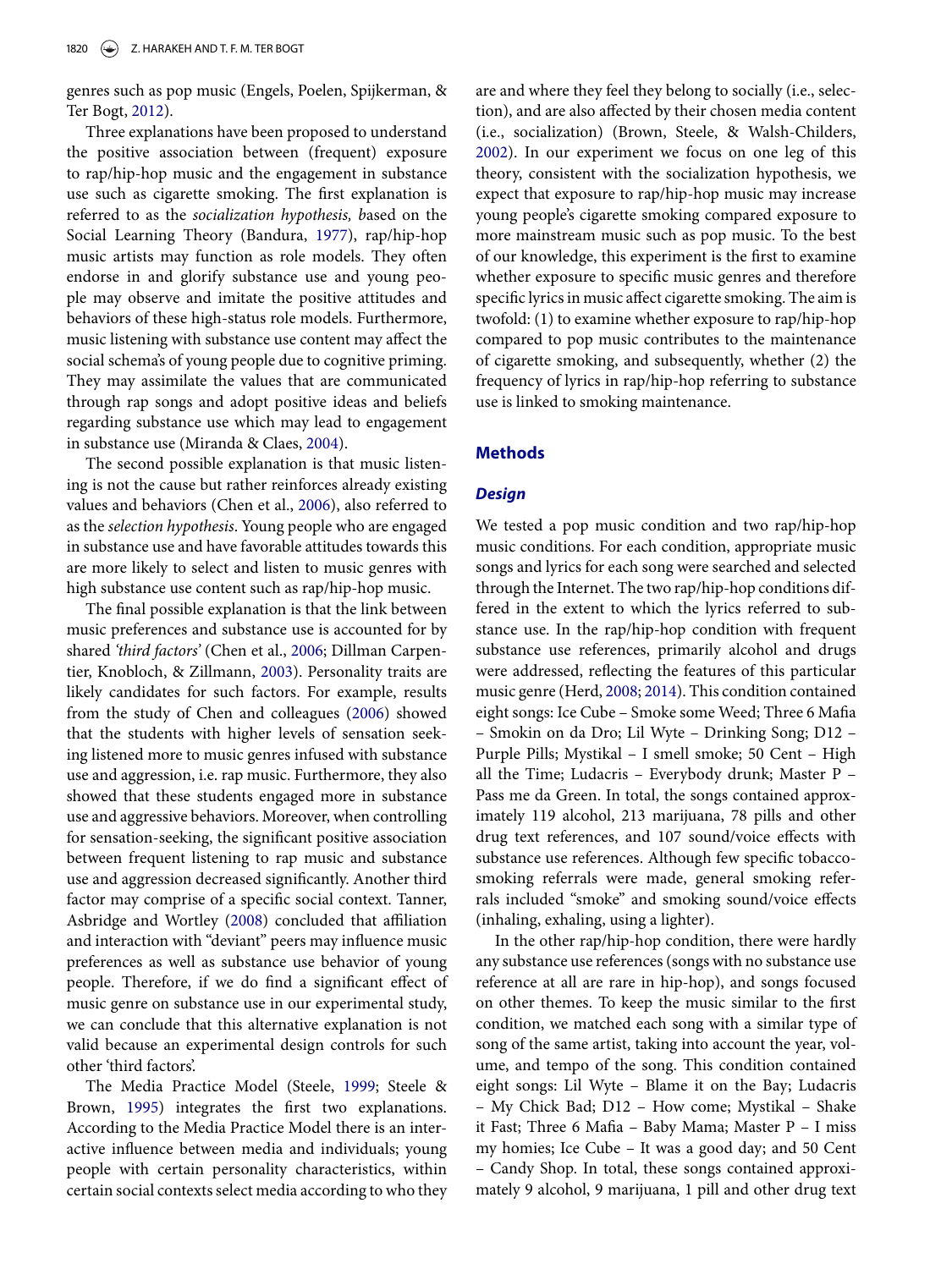genres such as pop music (Engels, Poelen, Spijkerman, & Ter Bogt, 2012).

Three explanations have been proposed to understand the positive association between (frequent) exposure to rap/hip-hop music and the engagement in substance use such as cigarette smoking. The first explanation is referred to as the *socialization hypothesis, b*ased on the Social Learning Theory (Bandura, 1977), rap/hip-hop music artists may function as role models. They often endorse in and glorify substance use and young people may observe and imitate the positive attitudes and behaviors of these high-status role models. Furthermore, music listening with substance use content may affect the social schema's of young people due to cognitive priming. They may assimilate the values that are communicated through rap songs and adopt positive ideas and beliefs regarding substance use which may lead to engagement in substance use (Miranda & Claes, 2004).

The second possible explanation is that music listening is not the cause but rather reinforces already existing values and behaviors (Chen et al., 2006), also referred to as the *selection hypothesis*. Young people who are engaged in substance use and have favorable attitudes towards this are more likely to select and listen to music genres with high substance use content such as rap/hip-hop music.

The final possible explanation is that the link between music preferences and substance use is accounted for by shared *'third factors'* (Chen et al., 2006; Dillman Carpentier, Knobloch, & Zillmann, 2003). Personality traits are likely candidates for such factors. For example, results from the study of Chen and colleagues (2006) showed that the students with higher levels of sensation seeking listened more to music genres infused with substance use and aggression, i.e. rap music. Furthermore, they also showed that these students engaged more in substance use and aggressive behaviors. Moreover, when controlling for sensation-seeking, the significant positive association between frequent listening to rap music and substance use and aggression decreased significantly. Another third factor may comprise of a specific social context. Tanner, Asbridge and Wortley (2008) concluded that affiliation and interaction with "deviant" peers may influence music preferences as well as substance use behavior of young people. Therefore, if we do find a significant effect of music genre on substance use in our experimental study, we can conclude that this alternative explanation is not valid because an experimental design controls for such other 'third factors'.

The Media Practice Model (Steele, 1999; Steele & Brown, 1995) integrates the first two explanations. According to the Media Practice Model there is an interactive influence between media and individuals; young people with certain personality characteristics, within certain social contexts select media according to who they are and where they feel they belong to socially (i.e., selection), and are also affected by their chosen media content (i.e., socialization) (Brown, Steele, & Walsh-Childers, 2002). In our experiment we focus on one leg of this theory, consistent with the socialization hypothesis, we expect that exposure to rap/hip-hop music may increase young people's cigarette smoking compared exposure to more mainstream music such as pop music. To the best of our knowledge, this experiment is the first to examine whether exposure to specific music genres and therefore specific lyrics in music affect cigarette smoking. The aim is twofold: (1) to examine whether exposure to rap/hip-hop compared to pop music contributes to the maintenance of cigarette smoking, and subsequently, whether (2) the frequency of lyrics in rap/hip-hop referring to substance use is linked to smoking maintenance.

## Methods

### *Design*

We tested a pop music condition and two rap/hip-hop music conditions. For each condition, appropriate music songs and lyrics for each song were searched and selected through the Internet. The two rap/hip-hop conditions differed in the extent to which the lyrics referred to substance use. In the rap/hip-hop condition with frequent substance use references, primarily alcohol and drugs were addressed, reflecting the features of this particular music genre (Herd, 2008; 2014). This condition contained eight songs: Ice Cube – Smoke some Weed; Three 6 Mafia – Smokin on da Dro; Lil Wyte – Drinking Song; D12 – Purple Pills; Mystikal – I smell smoke; 50 Cent – High all the Time; Ludacris – Everybody drunk; Master P – Pass me da Green. In total, the songs contained approximately 119 alcohol, 213 marijuana, 78 pills and other drug text references, and 107 sound/voice effects with substance use references. Although few specific tobacco-smoking referrals were made, general smoking referrals included "smoke" and smoking sound/voice effects (inhaling, exhaling, using a lighter).

In the other rap/hip-hop condition, there were hardly any substance use references (songs with no substance use reference at all are rare in hip-hop), and songs focused on other themes. To keep the music similar to the first condition, we matched each song with a similar type of song of the same artist, taking into account the year, volume, and tempo of the song. This condition contained eight songs: Lil Wyte – Blame it on the Bay; Ludacris – My Chick Bad; D12 – How come; Mystikal – Shake it Fast; Three 6 Mafia – Baby Mama; Master P – I miss my homies; Ice Cube – It was a good day; and 50 Cent – Candy Shop. In total, these songs contained approximately 9 alcohol, 9 marijuana, 1 pill and other drug text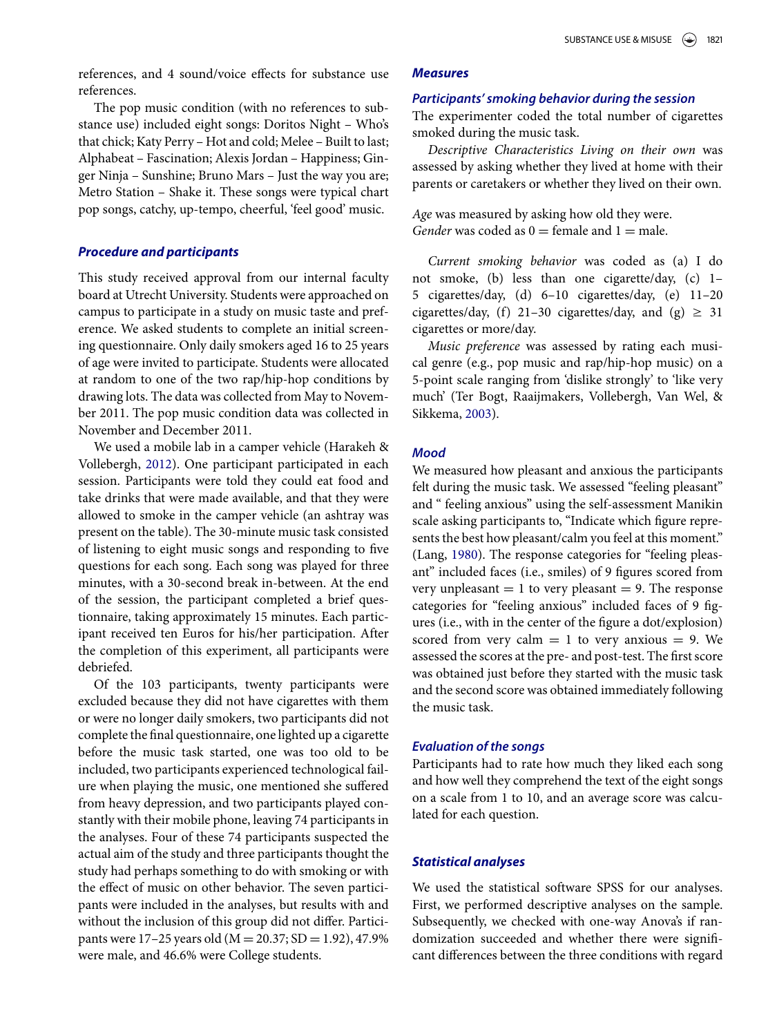references, and 4 sound/voice effects for substance use references.

The pop music condition (with no references to substance use) included eight songs: Doritos Night – Who's that chick; Katy Perry – Hot and cold; Melee – Built to last; Alphabeat – Fascination; Alexis Jordan – Happiness; Ginger Ninja – Sunshine; Bruno Mars – Just the way you are; Metro Station – Shake it. These songs were typical chart pop songs, catchy, up-tempo, cheerful, 'feel good' music.

### *Procedure and participants*

This study received approval from our internal faculty board at Utrecht University. Students were approached on campus to participate in a study on music taste and preference. We asked students to complete an initial screening questionnaire. Only daily smokers aged 16 to 25 years of age were invited to participate. Students were allocated at random to one of the two rap/hip-hop conditions by drawing lots. The data was collected from May to November 2011. The pop music condition data was collected in November and December 2011.

We used a mobile lab in a camper vehicle (Harakeh & Vollebergh, 2012). One participant participated in each session. Participants were told they could eat food and take drinks that were made available, and that they were allowed to smoke in the camper vehicle (an ashtray was present on the table). The 30-minute music task consisted of listening to eight music songs and responding to five questions for each song. Each song was played for three minutes, with a 30-second break in-between. At the end of the session, the participant completed a brief questionnaire, taking approximately 15 minutes. Each participant received ten Euros for his/her participation. After the completion of this experiment, all participants were debriefed.

Of the 103 participants, twenty participants were excluded because they did not have cigarettes with them or were no longer daily smokers, two participants did not complete the final questionnaire, one lighted up a cigarette before the music task started, one was too old to be included, two participants experienced technological failure when playing the music, one mentioned she suffered from heavy depression, and two participants played constantly with their mobile phone, leaving 74 participants in the analyses. Four of these 74 participants suspected the actual aim of the study and three participants thought the study had perhaps something to do with smoking or with the effect of music on other behavior. The seven participants were included in the analyses, but results with and without the inclusion of this group did not differ. Participants were 17–25 years old ($M = 20.37$; $SD = 1.92$), 47.9% were male, and 46.6% were College students.

### *Measures*

#### *Participants' smoking behavior during the session*

The experimenter coded the total number of cigarettes smoked during the music task.

*Descriptive Characteristics Living on their own* was assessed by asking whether they lived at home with their parents or caretakers or whether they lived on their own.

*Age* was measured by asking how old they were.
*Gender* was coded as 0 = female and 1 = male.

*Current smoking behavior* was coded as (a) I do not smoke, (b) less than one cigarette/day, (c) 1–5 cigarettes/day, (d) 6–10 cigarettes/day, (e) 11–20 cigarettes/day, (f) 21–30 cigarettes/day, and (g) $\geq$ 31 cigarettes or more/day.

*Music preference* was assessed by rating each musical genre (e.g., pop music and rap/hip-hop music) on a 5-point scale ranging from 'dislike strongly' to 'like very much' (Ter Bogt, Raaijmakers, Vollebergh, Van Wel, & Sikkema, 2003).

### *Mood*

We measured how pleasant and anxious the participants felt during the music task. We assessed "feeling pleasant" and " feeling anxious" using the self-assessment Manikin scale asking participants to, "Indicate which figure represents the best how pleasant/calm you feel at this moment." (Lang, 1980). The response categories for "feeling pleasant" included faces (i.e., smiles) of 9 figures scored from very unpleasant = 1 to very pleasant = 9. The response categories for "feeling anxious" included faces of 9 figures (i.e., with in the center of the figure a dot/explosion) scored from very calm = 1 to very anxious = 9. We assessed the scores at the pre- and post-test. The first score was obtained just before they started with the music task and the second score was obtained immediately following the music task.

### *Evaluation of the songs*

Participants had to rate how much they liked each song and how well they comprehend the text of the eight songs on a scale from 1 to 10, and an average score was calculated for each question.

### *Statistical analyses*

We used the statistical software SPSS for our analyses. First, we performed descriptive analyses on the sample. Subsequently, we checked with one-way Anova's if randomization succeeded and whether there were significant differences between the three conditions with regard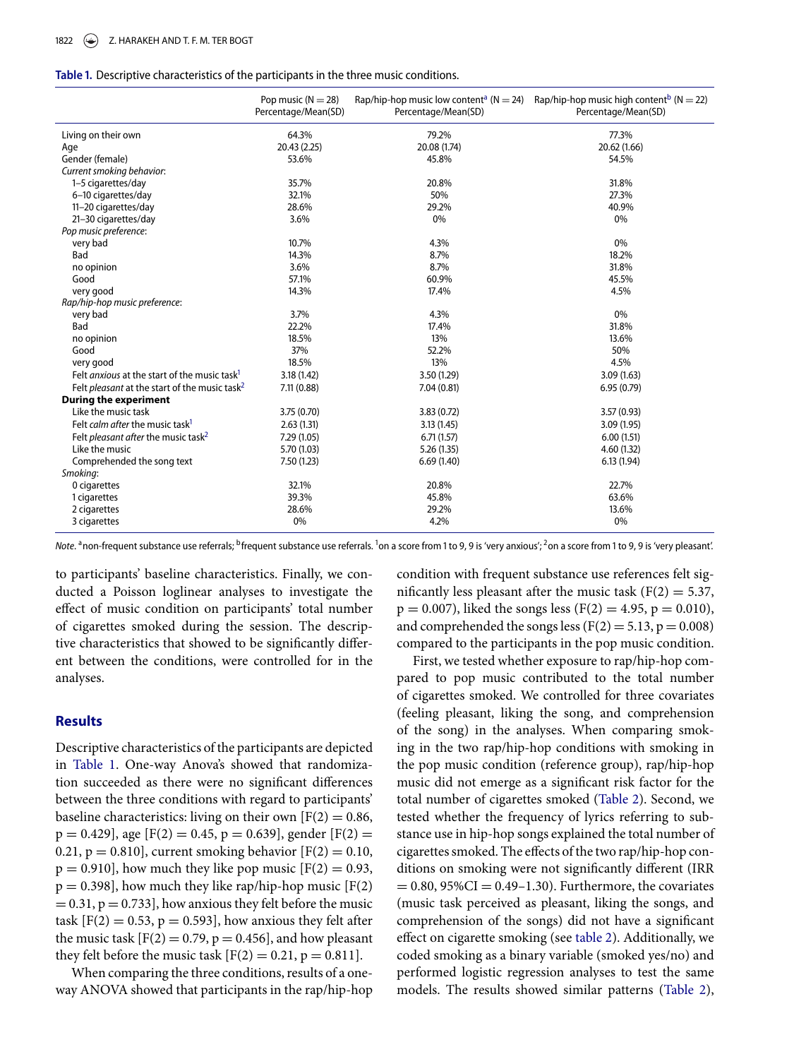**Table 1.** Descriptive characteristics of the participants in the three music conditions.

| | Pop music (N = 28) Percentage/Mean(SD) | Rap/hip-hop music low content[a] (N = 24) Percentage/Mean(SD) | Rap/hip-hop music high content[b] (N = 22) Percentage/Mean(SD) |
|---|---|---|---|
| Living on their own | 64.3% | 79.2% | 77.3% |
| Age | 20.43 (2.25) | 20.08 (1.74) | 20.62 (1.66) |
| Gender (female) | 53.6% | 45.8% | 54.5% |
| *Current smoking behavior*: | | | |
| 1–5 cigarettes/day | 35.7% | 20.8% | 31.8% |
| 6–10 cigarettes/day | 32.1% | 50% | 27.3% |
| 11–20 cigarettes/day | 28.6% | 29.2% | 40.9% |
| 21–30 cigarettes/day | 3.6% | 0% | 0% |
| *Pop music preference*: | | | |
| very bad | 10.7% | 4.3% | 0% |
| Bad | 14.3% | 8.7% | 18.2% |
| no opinion | 3.6% | 8.7% | 31.8% |
| Good | 57.1% | 60.9% | 45.5% |
| very good | 14.3% | 17.4% | 4.5% |
| *Rap/hip-hop music preference*: | | | |
| very bad | 3.7% | 4.3% | 0% |
| Bad | 22.2% | 17.4% | 31.8% |
| no opinion | 18.5% | 13% | 13.6% |
| Good | 37% | 52.2% | 50% |
| very good | 18.5% | 13% | 4.5% |
| Felt *anxious* at the start of the music task[1] | 3.18 (1.42) | 3.50 (1.29) | 3.09 (1.63) |
| Felt *pleasant* at the start of the music task[2] | 7.11 (0.88) | 7.04 (0.81) | 6.95 (0.79) |
| **During the experiment** | | | |
| Like the music task | 3.75 (0.70) | 3.83 (0.72) | 3.57 (0.93) |
| Felt *calm after* the music task[1] | 2.63 (1.31) | 3.13 (1.45) | 3.09 (1.95) |
| Felt *pleasant after* the music task[2] | 7.29 (1.05) | 6.71 (1.57) | 6.00 (1.51) |
| Like the music | 5.70 (1.03) | 5.26 (1.35) | 4.60 (1.32) |
| Comprehended the song text | 7.50 (1.23) | 6.69 (1.40) | 6.13 (1.94) |
| *Smoking*: | | | |
| 0 cigarettes | 32.1% | 20.8% | 22.7% |
| 1 cigarettes | 39.3% | 45.8% | 63.6% |
| 2 cigarettes | 28.6% | 29.2% | 13.6% |
| 3 cigarettes | 0% | 4.2% | 0% |

*Note*. [a]non-frequent substance use referrals; [b]frequent substance use referrals. [1]on a score from 1 to 9, 9 is 'very anxious'; [2]on a score from 1 to 9, 9 is 'very pleasant'.

to participants' baseline characteristics. Finally, we conducted a Poisson loglinear analyses to investigate the effect of music condition on participants' total number of cigarettes smoked during the session. The descriptive characteristics that showed to be significantly different between the conditions, were controlled for in the analyses.

## Results

Descriptive characteristics of the participants are depicted in Table 1. One-way Anova's showed that randomization succeeded as there were no significant differences between the three conditions with regard to participants' baseline characteristics: living on their own [$F(2) = 0.86$, $p = 0.429$], age [$F(2) = 0.45$, $p = 0.639$], gender [$F(2) = 0.21$, $p = 0.810$], current smoking behavior [$F(2) = 0.10$, $p = 0.910$], how much they like pop music [$F(2) = 0.93$, $p = 0.398$], how much they like rap/hip-hop music [$F(2) = 0.31$, $p = 0.733$], how anxious they felt before the music task [$F(2) = 0.53$, $p = 0.593$], how anxious they felt after the music task [$F(2) = 0.79$, $p = 0.456$], and how pleasant they felt before the music task [$F(2) = 0.21$, $p = 0.811$].

When comparing the three conditions, results of a one-way ANOVA showed that participants in the rap/hip-hop condition with frequent substance use references felt significantly less pleasant after the music task ($F(2) = 5.37$, $p = 0.007$), liked the songs less ($F(2) = 4.95$, $p = 0.010$), and comprehended the songs less ($F(2) = 5.13$, $p = 0.008$) compared to the participants in the pop music condition.

First, we tested whether exposure to rap/hip-hop compared to pop music contributed to the total number of cigarettes smoked. We controlled for three covariates (feeling pleasant, liking the song, and comprehension of the song) in the analyses. When comparing smoking in the two rap/hip-hop conditions with smoking in the pop music condition (reference group), rap/hip-hop music did not emerge as a significant risk factor for the total number of cigarettes smoked (Table 2). Second, we tested whether the frequency of lyrics referring to substance use in hip-hop songs explained the total number of cigarettes smoked. The effects of the two rap/hip-hop conditions on smoking were not significantly different (IRR = 0.80, 95%CI = 0.49–1.30). Furthermore, the covariates (music task perceived as pleasant, liking the songs, and comprehension of the songs) did not have a significant effect on cigarette smoking (see table 2). Additionally, we coded smoking as a binary variable (smoked yes/no) and performed logistic regression analyses to test the same models. The results showed similar patterns (Table 2),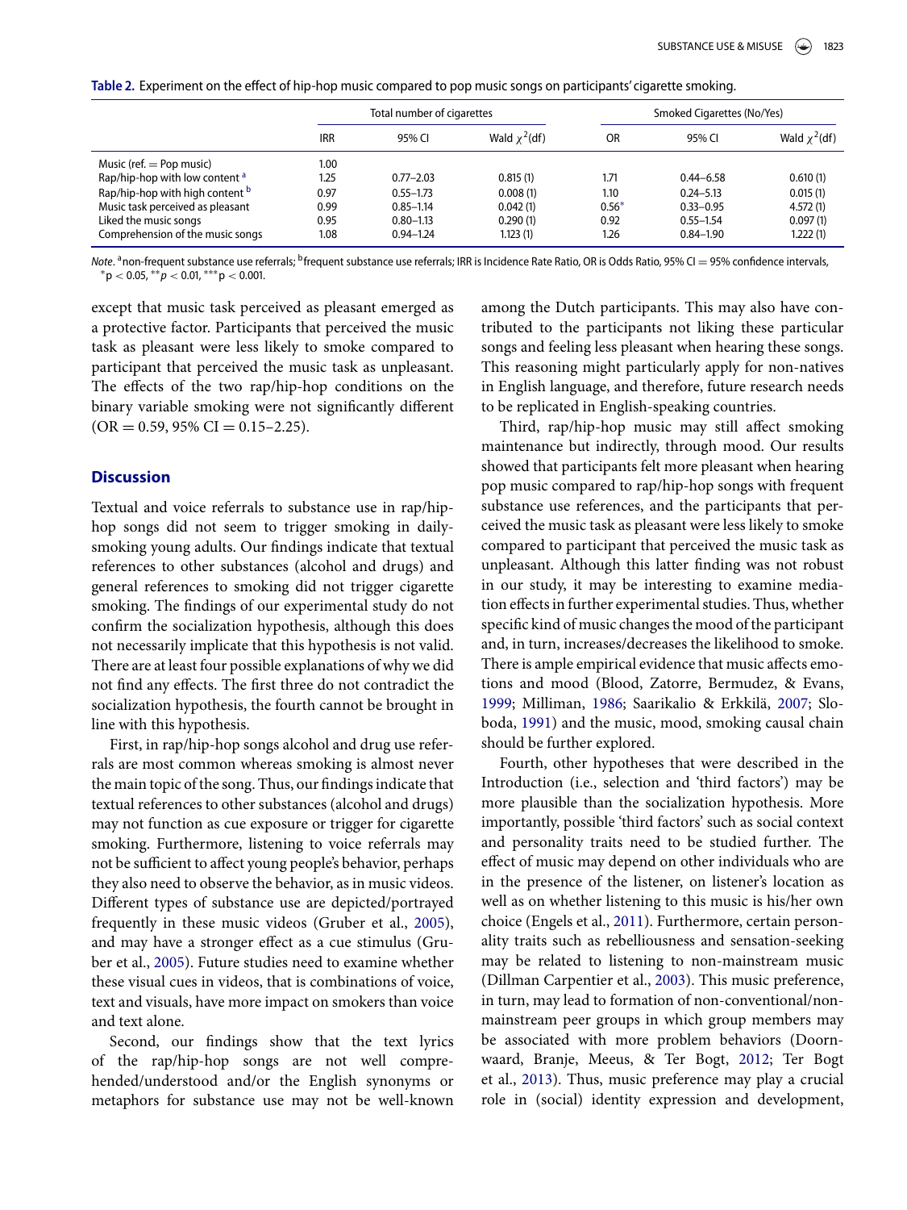**Table 2.** Experiment on the effect of hip-hop music compared to pop music songs on participants' cigarette smoking.

| | Total number of cigarettes | | | Smoked Cigarettes (No/Yes) | | |
|---|---|---|---|---|---|---|
| | IRR | 95% CI | Wald $\chi^2$(df) | OR | 95% CI | Wald $\chi^2$(df) |
| Music (ref. = Pop music) | 1.00 | | | | | |
| Rap/hip-hop with low content [a] | 1.25 | 0.77–2.03 | 0.815 (1) | 1.71 | 0.44–6.58 | 0.610 (1) |
| Rap/hip-hop with high content [b] | 0.97 | 0.55–1.73 | 0.008 (1) | 1.10 | 0.24–5.13 | 0.015 (1) |
| Music task perceived as pleasant | 0.99 | 0.85–1.14 | 0.042 (1) | 0.56* | 0.33–0.95 | 4.572 (1) |
| Liked the music songs | 0.95 | 0.80–1.13 | 0.290 (1) | 0.92 | 0.55–1.54 | 0.097 (1) |
| Comprehension of the music songs | 1.08 | 0.94–1.24 | 1.123 (1) | 1.26 | 0.84–1.90 | 1.222 (1) |

*Note*. [a]non-frequent substance use referrals; [b]frequent substance use referrals; IRR is Incidence Rate Ratio, OR is Odds Ratio, 95% CI = 95% confidence intervals, $^{*}p < 0.05$, $^{**}p < 0.01$, $^{***}p < 0.001$.

except that music task perceived as pleasant emerged as a protective factor. Participants that perceived the music task as pleasant were less likely to smoke compared to participant that perceived the music task as unpleasant. The effects of the two rap/hip-hop conditions on the binary variable smoking were not significantly different (OR = 0.59, 95% CI = 0.15–2.25).

## Discussion

Textual and voice referrals to substance use in rap/hip-hop songs did not seem to trigger smoking in daily-smoking young adults. Our findings indicate that textual references to other substances (alcohol and drugs) and general references to smoking did not trigger cigarette smoking. The findings of our experimental study do not confirm the socialization hypothesis, although this does not necessarily implicate that this hypothesis is not valid. There are at least four possible explanations of why we did not find any effects. The first three do not contradict the socialization hypothesis, the fourth cannot be brought in line with this hypothesis.

First, in rap/hip-hop songs alcohol and drug use referrals are most common whereas smoking is almost never the main topic of the song. Thus, our findings indicate that textual references to other substances (alcohol and drugs) may not function as cue exposure or trigger for cigarette smoking. Furthermore, listening to voice referrals may not be sufficient to affect young people's behavior, perhaps they also need to observe the behavior, as in music videos. Different types of substance use are depicted/portrayed frequently in these music videos (Gruber et al., 2005), and may have a stronger effect as a cue stimulus (Gruber et al., 2005). Future studies need to examine whether these visual cues in videos, that is combinations of voice, text and visuals, have more impact on smokers than voice and text alone.

Second, our findings show that the text lyrics of the rap/hip-hop songs are not well comprehended/understood and/or the English synonyms or metaphors for substance use may not be well-known among the Dutch participants. This may also have contributed to the participants not liking these particular songs and feeling less pleasant when hearing these songs. This reasoning might particularly apply for non-natives in English language, and therefore, future research needs to be replicated in English-speaking countries.

Third, rap/hip-hop music may still affect smoking maintenance but indirectly, through mood. Our results showed that participants felt more pleasant when hearing pop music compared to rap/hip-hop songs with frequent substance use references, and the participants that perceived the music task as pleasant were less likely to smoke compared to participant that perceived the music task as unpleasant. Although this latter finding was not robust in our study, it may be interesting to examine mediation effects in further experimental studies. Thus, whether specific kind of music changes the mood of the participant and, in turn, increases/decreases the likelihood to smoke. There is ample empirical evidence that music affects emotions and mood (Blood, Zatorre, Bermudez, & Evans, 1999; Milliman, 1986; Saarikalio & Erkkilä, 2007; Sloboda, 1991) and the music, mood, smoking causal chain should be further explored.

Fourth, other hypotheses that were described in the Introduction (i.e., selection and 'third factors') may be more plausible than the socialization hypothesis. More importantly, possible 'third factors' such as social context and personality traits need to be studied further. The effect of music may depend on other individuals who are in the presence of the listener, on listener's location as well as on whether listening to this music is his/her own choice (Engels et al., 2011). Furthermore, certain personality traits such as rebelliousness and sensation-seeking may be related to listening to non-mainstream music (Dillman Carpentier et al., 2003). This music preference, in turn, may lead to formation of non-conventional/non-mainstream peer groups in which group members may be associated with more problem behaviors (Doornwaard, Branje, Meeus, & Ter Bogt, 2012; Ter Bogt et al., 2013). Thus, music preference may play a crucial role in (social) identity expression and development,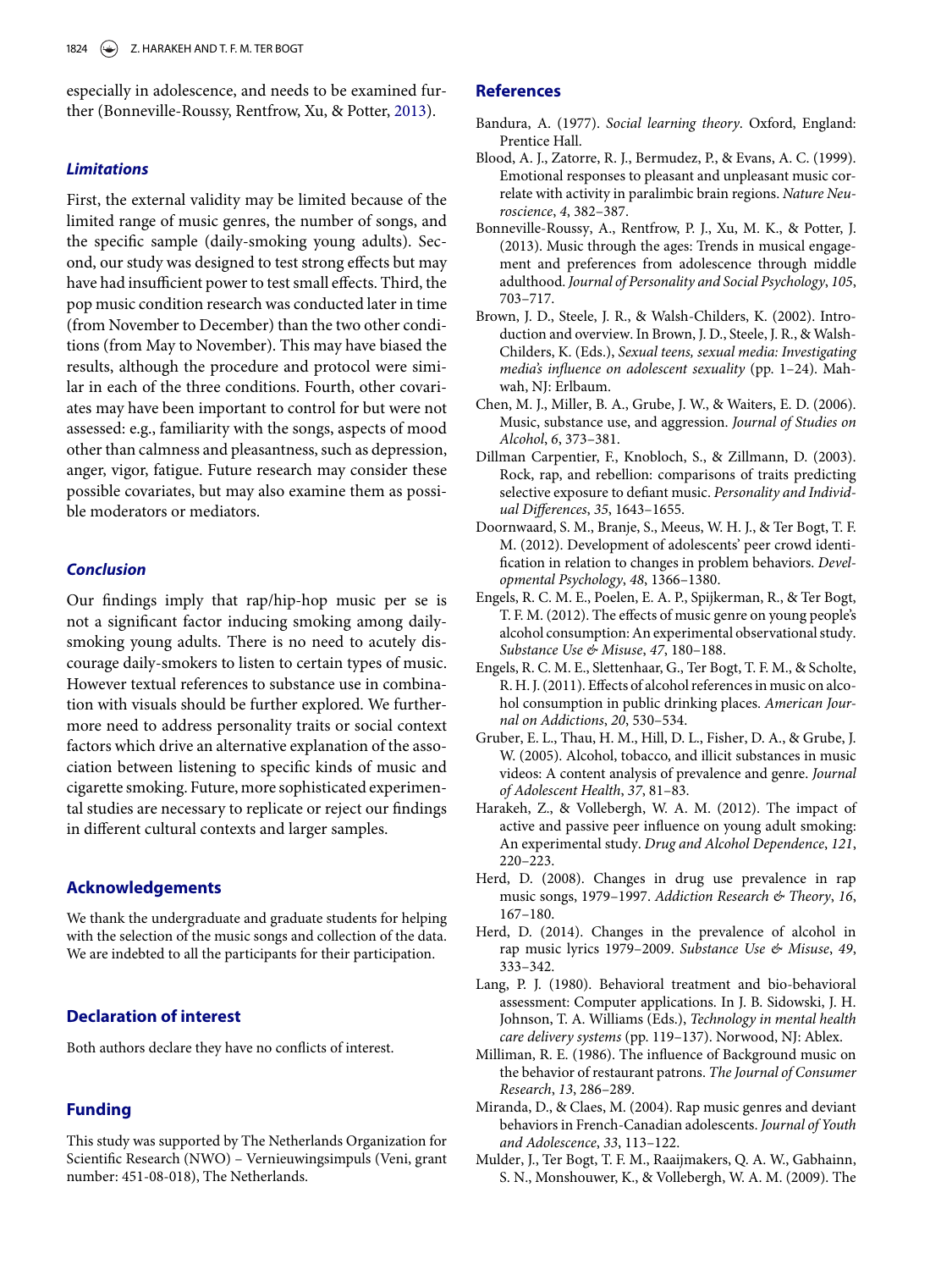especially in adolescence, and needs to be examined further (Bonneville-Roussy, Rentfrow, Xu, & Potter, 2013).

### *Limitations*

First, the external validity may be limited because of the limited range of music genres, the number of songs, and the specific sample (daily-smoking young adults). Second, our study was designed to test strong effects but may have had insufficient power to test small effects. Third, the pop music condition research was conducted later in time (from November to December) than the two other conditions (from May to November). This may have biased the results, although the procedure and protocol were similar in each of the three conditions. Fourth, other covariates may have been important to control for but were not assessed: e.g., familiarity with the songs, aspects of mood other than calmness and pleasantness, such as depression, anger, vigor, fatigue. Future research may consider these possible covariates, but may also examine them as possible moderators or mediators.

### *Conclusion*

Our findings imply that rap/hip-hop music per se is not a significant factor inducing smoking among daily-smoking young adults. There is no need to acutely discourage daily-smokers to listen to certain types of music. However textual references to substance use in combination with visuals should be further explored. We furthermore need to address personality traits or social context factors which drive an alternative explanation of the association between listening to specific kinds of music and cigarette smoking. Future, more sophisticated experimental studies are necessary to replicate or reject our findings in different cultural contexts and larger samples.

## Acknowledgements

We thank the undergraduate and graduate students for helping with the selection of the music songs and collection of the data. We are indebted to all the participants for their participation.

## Declaration of interest

Both authors declare they have no conflicts of interest.

## Funding

This study was supported by The Netherlands Organization for Scientific Research (NWO) – Vernieuwingsimpuls (Veni, grant number: 451-08-018), The Netherlands.

## References

Bandura, A. (1977). *Social learning theory*. Oxford, England: Prentice Hall.

Blood, A. J., Zatorre, R. J., Bermudez, P., & Evans, A. C. (1999). Emotional responses to pleasant and unpleasant music correlate with activity in paralimbic brain regions. *Nature Neuroscience*, *4*, 382–387.

Bonneville-Roussy, A., Rentfrow, P. J., Xu, M. K., & Potter, J. (2013). Music through the ages: Trends in musical engagement and preferences from adolescence through middle adulthood. *Journal of Personality and Social Psychology*, *105*, 703–717.

Brown, J. D., Steele, J. R., & Walsh-Childers, K. (2002). Introduction and overview. In Brown, J. D., Steele, J. R., & Walsh-Childers, K. (Eds.), *Sexual teens, sexual media: Investigating media's influence on adolescent sexuality* (pp. 1–24). Mahwah, NJ: Erlbaum.

Chen, M. J., Miller, B. A., Grube, J. W., & Waiters, E. D. (2006). Music, substance use, and aggression. *Journal of Studies on Alcohol*, *6*, 373–381.

Dillman Carpentier, F., Knobloch, S., & Zillmann, D. (2003). Rock, rap, and rebellion: comparisons of traits predicting selective exposure to defiant music. *Personality and Individual Differences*, *35*, 1643–1655.

Doornwaard, S. M., Branje, S., Meeus, W. H. J., & Ter Bogt, T. F. M. (2012). Development of adolescents' peer crowd identification in relation to changes in problem behaviors. *Developmental Psychology*, *48*, 1366–1380.

Engels, R. C. M. E., Poelen, E. A. P., Spijkerman, R., & Ter Bogt, T. F. M. (2012). The effects of music genre on young people's alcohol consumption: An experimental observational study. *Substance Use & Misuse*, *47*, 180–188.

Engels, R. C. M. E., Slettenhaar, G., Ter Bogt, T. F. M., & Scholte, R. H. J. (2011). Effects of alcohol references in music on alcohol consumption in public drinking places. *American Journal on Addictions*, *20*, 530–534.

Gruber, E. L., Thau, H. M., Hill, D. L., Fisher, D. A., & Grube, J. W. (2005). Alcohol, tobacco, and illicit substances in music videos: A content analysis of prevalence and genre. *Journal of Adolescent Health*, *37*, 81–83.

Harakeh, Z., & Vollebergh, W. A. M. (2012). The impact of active and passive peer influence on young adult smoking: An experimental study. *Drug and Alcohol Dependence*, *121*, 220–223.

Herd, D. (2008). Changes in drug use prevalence in rap music songs, 1979–1997. *Addiction Research & Theory*, *16*, 167–180.

Herd, D. (2014). Changes in the prevalence of alcohol in rap music lyrics 1979–2009. *Substance Use & Misuse*, *49*, 333–342.

Lang, P. J. (1980). Behavioral treatment and bio-behavioral assessment: Computer applications. In J. B. Sidowski, J. H. Johnson, T. A. Williams (Eds.), *Technology in mental health care delivery systems* (pp. 119–137). Norwood, NJ: Ablex.

Milliman, R. E. (1986). The influence of Background music on the behavior of restaurant patrons. *The Journal of Consumer Research*, *13*, 286–289.

Miranda, D., & Claes, M. (2004). Rap music genres and deviant behaviors in French-Canadian adolescents. *Journal of Youth and Adolescence*, *33*, 113–122.

Mulder, J., Ter Bogt, T. F. M., Raaijmakers, Q. A. W., Gabhainn, S. N., Monshouwer, K., & Vollebergh, W. A. M. (2009). The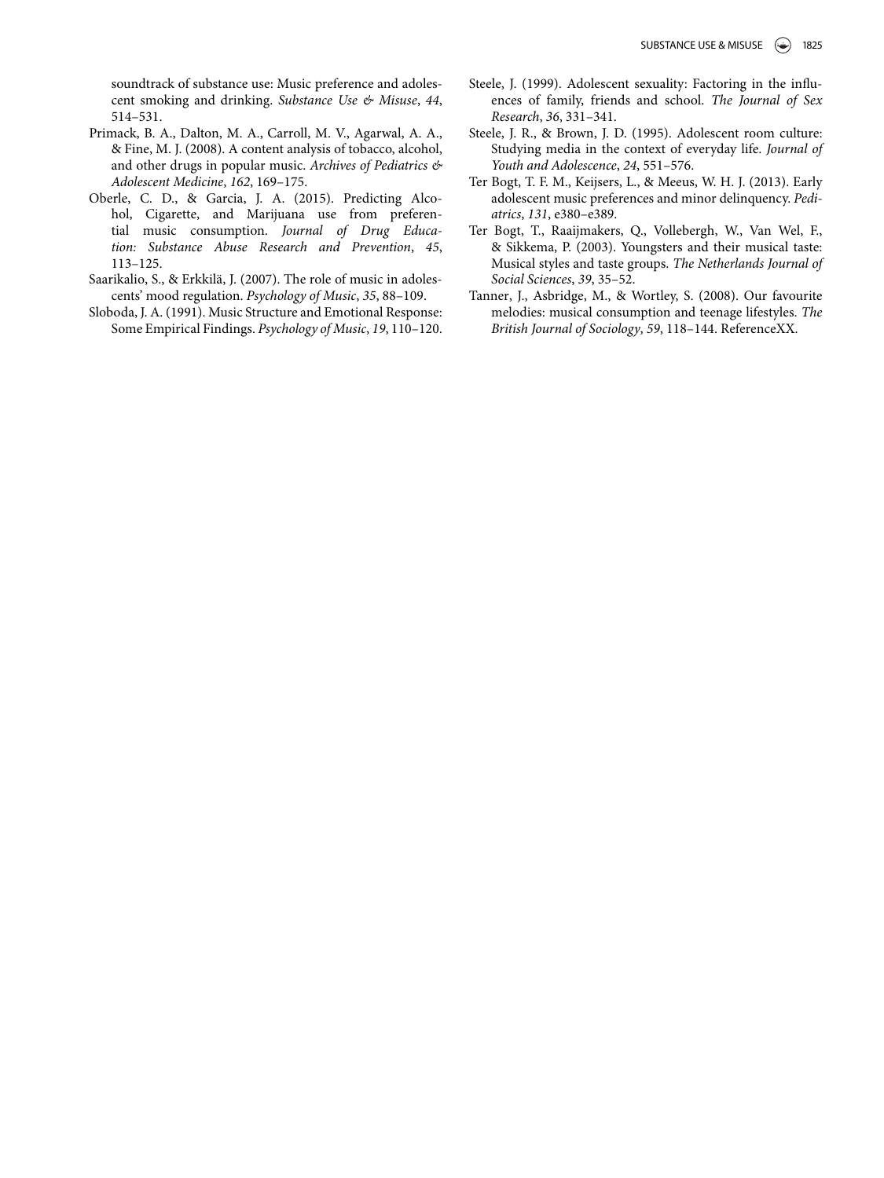soundtrack of substance use: Music preference and adolescent smoking and drinking. *Substance Use & Misuse*, *44*, 514–531.

Primack, B. A., Dalton, M. A., Carroll, M. V., Agarwal, A. A., & Fine, M. J. (2008). A content analysis of tobacco, alcohol, and other drugs in popular music. *Archives of Pediatrics & Adolescent Medicine*, *162*, 169–175.

Oberle, C. D., & Garcia, J. A. (2015). Predicting Alcohol, Cigarette, and Marijuana use from preferential music consumption. *Journal of Drug Education: Substance Abuse Research and Prevention*, *45*, 113–125.

Saarikalio, S., & Erkkilä, J. (2007). The role of music in adolescents' mood regulation. *Psychology of Music*, *35*, 88–109.

Sloboda, J. A. (1991). Music Structure and Emotional Response: Some Empirical Findings. *Psychology of Music*, *19*, 110–120.

Steele, J. (1999). Adolescent sexuality: Factoring in the influences of family, friends and school. *The Journal of Sex Research*, *36*, 331–341.

Steele, J. R., & Brown, J. D. (1995). Adolescent room culture: Studying media in the context of everyday life. *Journal of Youth and Adolescence*, *24*, 551–576.

Ter Bogt, T. F. M., Keijsers, L., & Meeus, W. H. J. (2013). Early adolescent music preferences and minor delinquency. *Pediatrics*, *131*, e380–e389.

Ter Bogt, T., Raaijmakers, Q., Vollebergh, W., Van Wel, F., & Sikkema, P. (2003). Youngsters and their musical taste: Musical styles and taste groups. *The Netherlands Journal of Social Sciences*, *39*, 35–52.

Tanner, J., Asbridge, M., & Wortley, S. (2008). Our favourite melodies: musical consumption and teenage lifestyles. *The British Journal of Sociology*, *59*, 118–144. ReferenceXX.